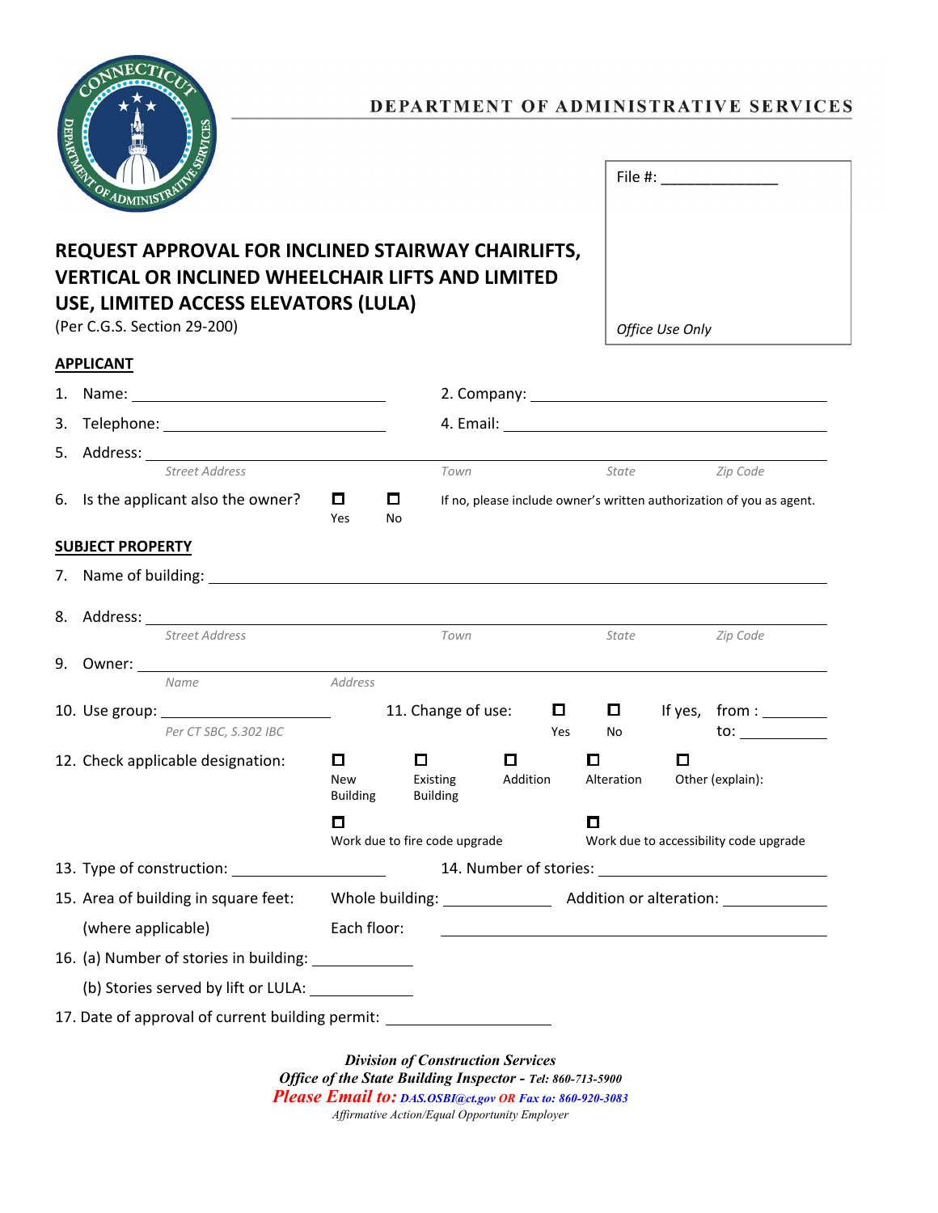DEPARTMENT OF ADMINISTRATIVE SERVICES

File #: ______________

*Office Use Only*

# REQUEST APPROVAL FOR INCLINED STAIRWAY CHAIRLIFTS, VERTICAL OR INCLINED WHEELCHAIR LIFTS AND LIMITED USE, LIMITED ACCESS ELEVATORS (LULA)

(Per C.G.S. Section 29-200)

## APPLICANT

1. Name: ______________________________ 2. Company: ______________________________

3. Telephone: ______________________________ 4. Email: ______________________________

5. Address: ____________________________________________________________
   *Street Address* *Town* *State* *Zip Code*

6. Is the applicant also the owner? ☐ Yes ☐ No If no, please include owner's written authorization of you as agent.

## SUBJECT PROPERTY

7. Name of building: ____________________________________________________________

8. Address: ____________________________________________________________
   *Street Address* *Town* *State* *Zip Code*

9. Owner: ____________________________________________________________
   *Name* *Address*

10. Use group: ____________________ *Per CT SBC, S.302 IBC*

11. Change of use: ☐ Yes ☐ No If yes, from: ________ to: ________

12. Check applicable designation: ☐ New Building ☐ Existing Building ☐ Addition ☐ Alteration ☐ Other (explain):
    ☐ Work due to fire code upgrade ☐ Work due to accessibility code upgrade

13. Type of construction: ____________________ 14. Number of stories: ____________________

15. Area of building in square feet: Whole building: ______________ Addition or alteration: ______________
    (where applicable) Each floor: ______________________________

16. (a) Number of stories in building: ____________
    (b) Stories served by lift or LULA: ____________

17. Date of approval of current building permit: ____________________

*Division of Construction Services*
*Office of the State Building Inspector - Tel: 860-713-5900*
*Please Email to: DAS.OSBI@ct.gov OR Fax to: 860-920-3083*
*Affirmative Action/Equal Opportunity Employer*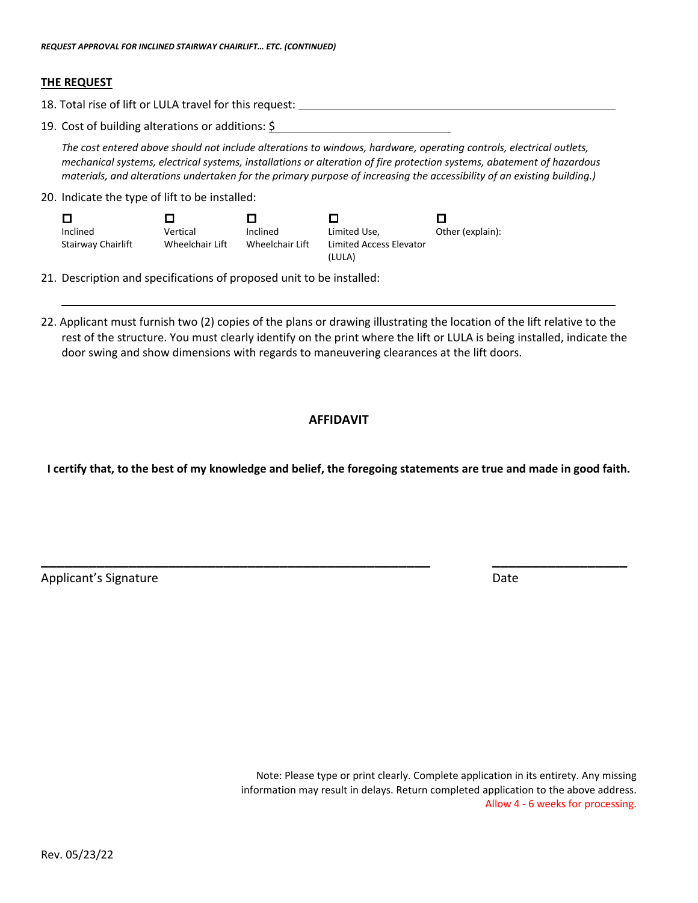## THE REQUEST

18. Total rise of lift or LULA travel for this request: ______________________________

19. Cost of building alterations or additions: $ ______________________

    *The cost entered above should not include alterations to windows, hardware, operating controls, electrical outlets, mechanical systems, electrical systems, installations or alteration of fire protection systems, abatement of hazardous materials, and alterations undertaken for the primary purpose of increasing the accessibility of an existing building.)*

20. Indicate the type of lift to be installed:

    - ☐ Inclined Stairway Chairlift
    - ☐ Vertical Wheelchair Lift
    - ☐ Inclined Wheelchair Lift
    - ☐ Limited Use, Limited Access Elevator (LULA)
    - ☐ Other (explain):

21. Description and specifications of proposed unit to be installed:

    ______________________________________________________________

22. Applicant must furnish two (2) copies of the plans or drawing illustrating the location of the lift relative to the rest of the structure. You must clearly identify on the print where the lift or LULA is being installed, indicate the door swing and show dimensions with regards to maneuvering clearances at the lift doors.

## AFFIDAVIT

**I certify that, to the best of my knowledge and belief, the foregoing statements are true and made in good faith.**

______________________________________________ ____________________

Applicant's Signature Date

Note: Please type or print clearly. Complete application in its entirety. Any missing information may result in delays. Return completed application to the above address. Allow 4 - 6 weeks for processing.

Rev. 05/23/22